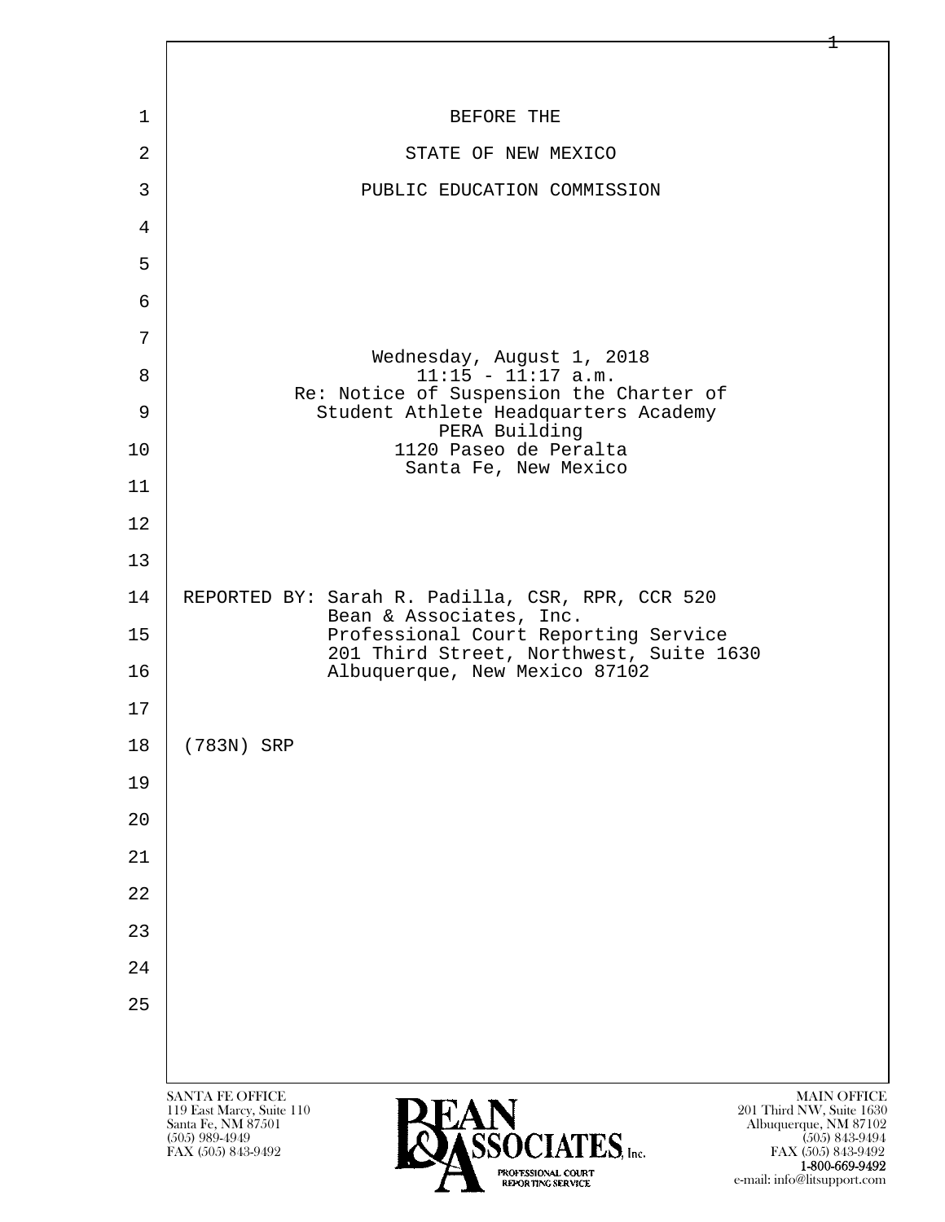BEFORE THE

STATE OF NEW MEXICO

PUBLIC EDUCATION COMMISSION

Wednesday, August 1, 2018
11:15 - 11:17 a.m.
Re: Notice of Suspension the Charter of
Student Athlete Headquarters Academy
PERA Building
1120 Paseo de Peralta
Santa Fe, New Mexico

REPORTED BY: Sarah R. Padilla, CSR, RPR, CCR 520
Bean & Associates, Inc.
Professional Court Reporting Service
201 Third Street, Northwest, Suite 1630
Albuquerque, New Mexico 87102

(783N) SRP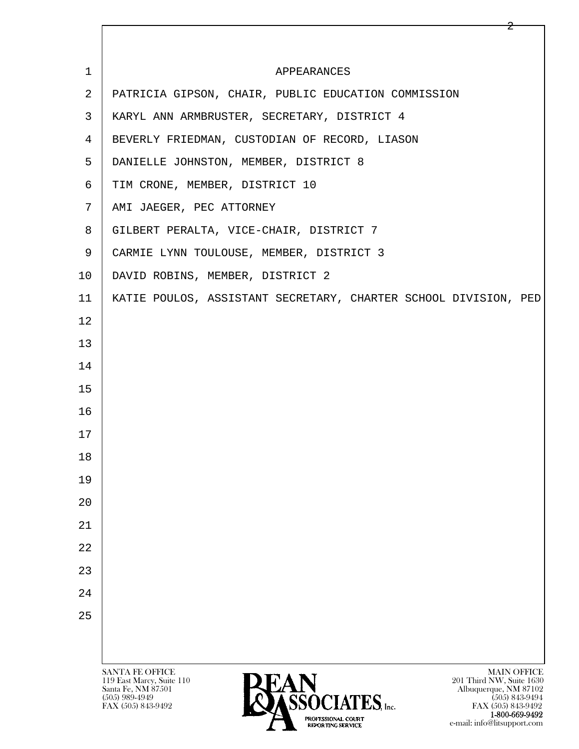# APPEARANCES

PATRICIA GIPSON, CHAIR, PUBLIC EDUCATION COMMISSION

KARYL ANN ARMBRUSTER, SECRETARY, DISTRICT 4

BEVERLY FRIEDMAN, CUSTODIAN OF RECORD, LIASON

DANIELLE JOHNSTON, MEMBER, DISTRICT 8

TIM CRONE, MEMBER, DISTRICT 10

AMI JAEGER, PEC ATTORNEY

GILBERT PERALTA, VICE-CHAIR, DISTRICT 7

CARMIE LYNN TOULOUSE, MEMBER, DISTRICT 3

DAVID ROBINS, MEMBER, DISTRICT 2

KATIE POULOS, ASSISTANT SECRETARY, CHARTER SCHOOL DIVISION, PED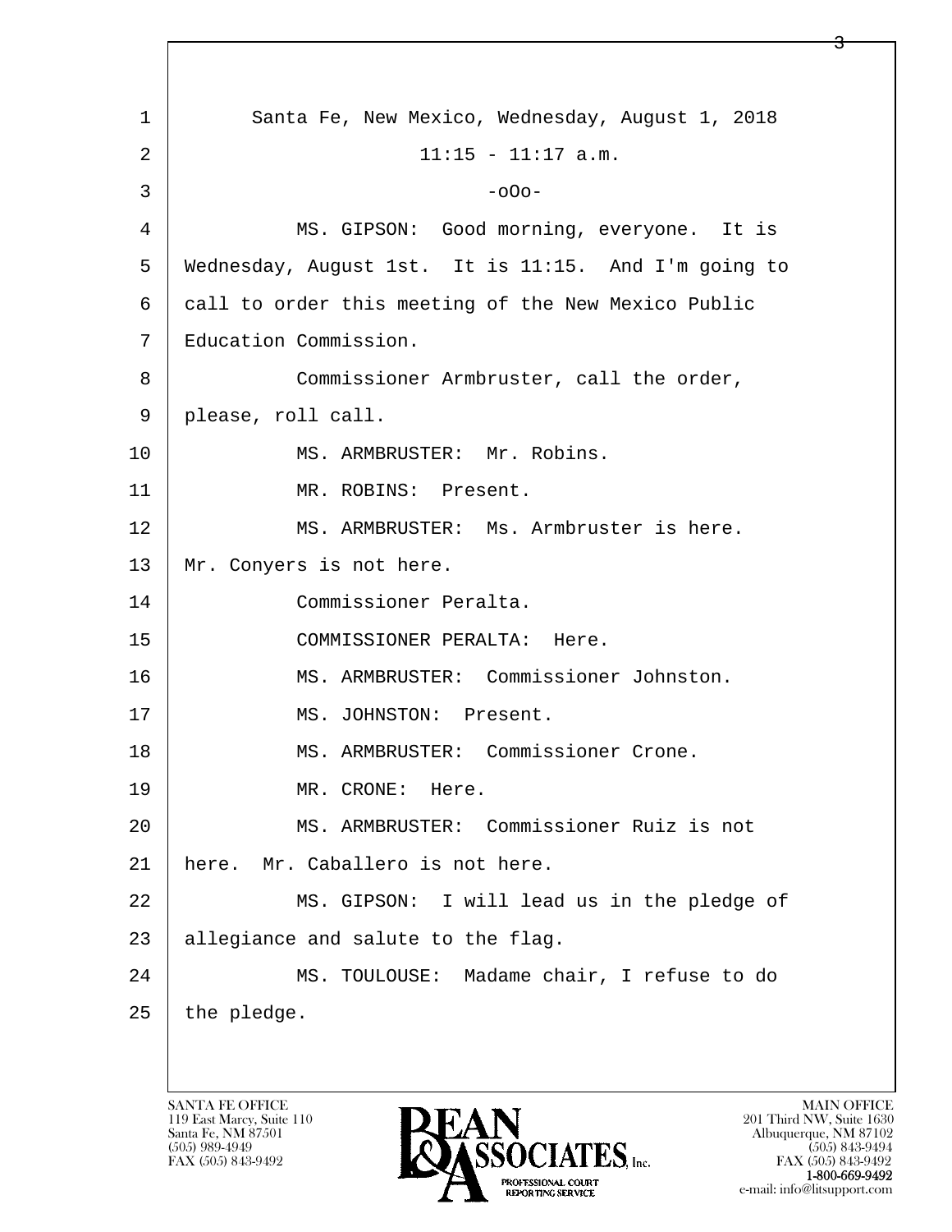Santa Fe, New Mexico, Wednesday, August 1, 2018

11:15 - 11:17 a.m.

-oOo-

MS. GIPSON: Good morning, everyone. It is Wednesday, August 1st. It is 11:15. And I'm going to call to order this meeting of the New Mexico Public Education Commission.

Commissioner Armbruster, call the order, please, roll call.

MS. ARMBRUSTER: Mr. Robins.

MR. ROBINS: Present.

MS. ARMBRUSTER: Ms. Armbruster is here. Mr. Conyers is not here.

Commissioner Peralta.

COMMISSIONER PERALTA: Here.

MS. ARMBRUSTER: Commissioner Johnston.

MS. JOHNSTON: Present.

MS. ARMBRUSTER: Commissioner Crone.

MR. CRONE: Here.

MS. ARMBRUSTER: Commissioner Ruiz is not here. Mr. Caballero is not here.

MS. GIPSON: I will lead us in the pledge of allegiance and salute to the flag.

MS. TOULOUSE: Madame chair, I refuse to do the pledge.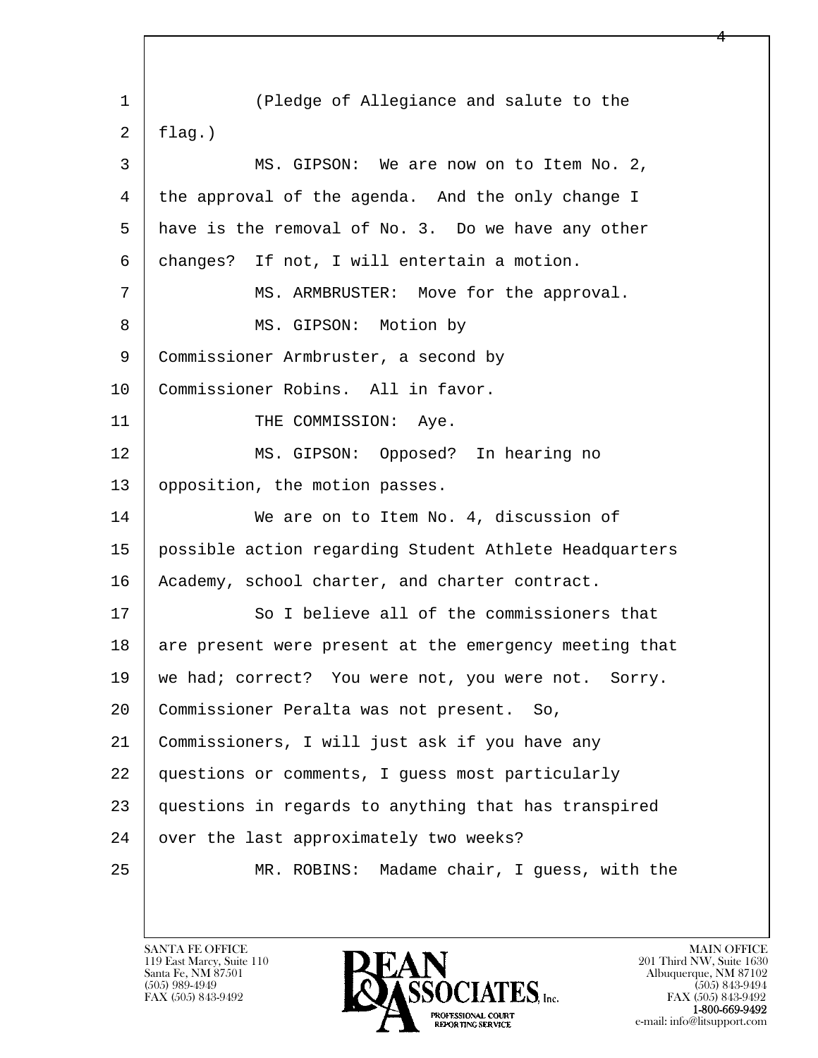(Pledge of Allegiance and salute to the flag.)

MS. GIPSON: We are now on to Item No. 2, the approval of the agenda. And the only change I have is the removal of No. 3. Do we have any other changes? If not, I will entertain a motion.

MS. ARMBRUSTER: Move for the approval.

MS. GIPSON: Motion by Commissioner Armbruster, a second by Commissioner Robins. All in favor.

THE COMMISSION: Aye.

MS. GIPSON: Opposed? In hearing no opposition, the motion passes.

We are on to Item No. 4, discussion of possible action regarding Student Athlete Headquarters Academy, school charter, and charter contract.

So I believe all of the commissioners that are present were present at the emergency meeting that we had; correct? You were not, you were not. Sorry. Commissioner Peralta was not present. So, Commissioners, I will just ask if you have any questions or comments, I guess most particularly questions in regards to anything that has transpired over the last approximately two weeks?

MR. ROBINS: Madame chair, I guess, with the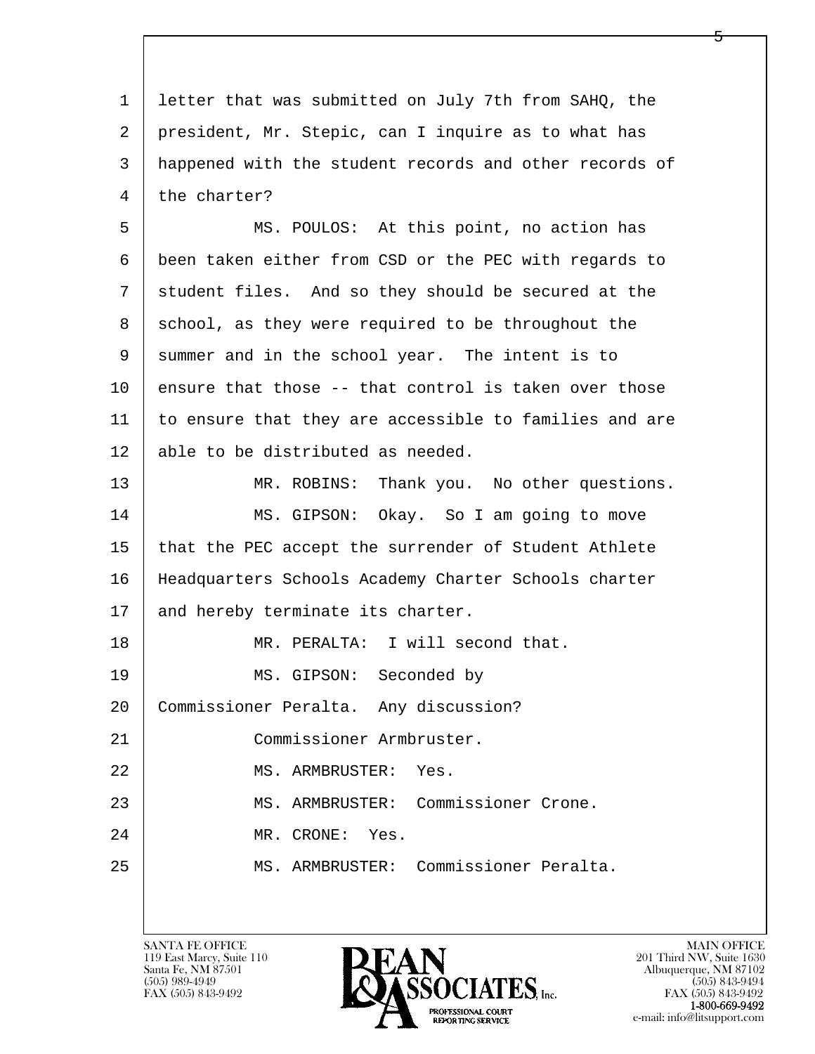1 letter that was submitted on July 7th from SAHQ, the
2 president, Mr. Stepic, can I inquire as to what has
3 happened with the student records and other records of
4 the charter?

5 MS. POULOS: At this point, no action has
6 been taken either from CSD or the PEC with regards to
7 student files. And so they should be secured at the
8 school, as they were required to be throughout the
9 summer and in the school year. The intent is to
10 ensure that those -- that control is taken over those
11 to ensure that they are accessible to families and are
12 able to be distributed as needed.

13 MR. ROBINS: Thank you. No other questions.

14 MS. GIPSON: Okay. So I am going to move
15 that the PEC accept the surrender of Student Athlete
16 Headquarters Schools Academy Charter Schools charter
17 and hereby terminate its charter.

18 MR. PERALTA: I will second that.

19 MS. GIPSON: Seconded by
20 Commissioner Peralta. Any discussion?

21 Commissioner Armbruster.

22 MS. ARMBRUSTER: Yes.

23 MS. ARMBRUSTER: Commissioner Crone.

24 MR. CRONE: Yes.

25 MS. ARMBRUSTER: Commissioner Peralta.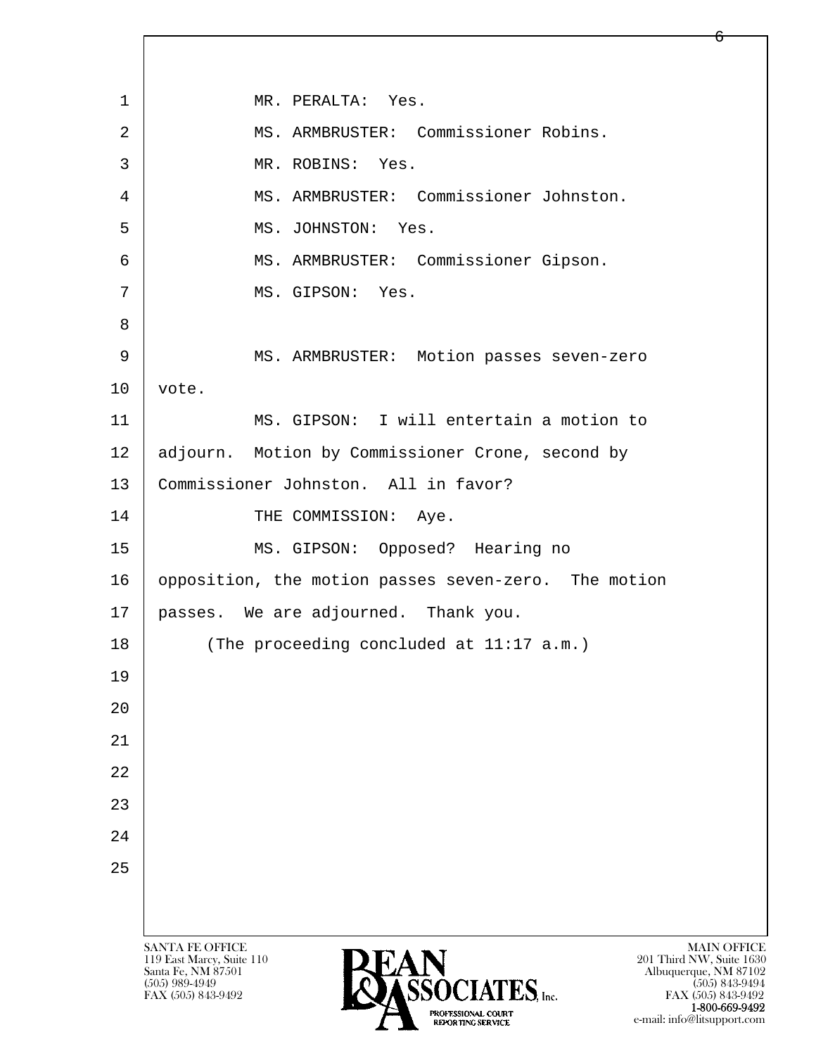MR. PERALTA: Yes.

MS. ARMBRUSTER: Commissioner Robins.

MR. ROBINS: Yes.

MS. ARMBRUSTER: Commissioner Johnston.

MS. JOHNSTON: Yes.

MS. ARMBRUSTER: Commissioner Gipson.

MS. GIPSON: Yes.

MS. ARMBRUSTER: Motion passes seven-zero vote.

MS. GIPSON: I will entertain a motion to adjourn. Motion by Commissioner Crone, second by Commissioner Johnston. All in favor?

THE COMMISSION: Aye.

MS. GIPSON: Opposed? Hearing no opposition, the motion passes seven-zero. The motion passes. We are adjourned. Thank you.

(The proceeding concluded at 11:17 a.m.)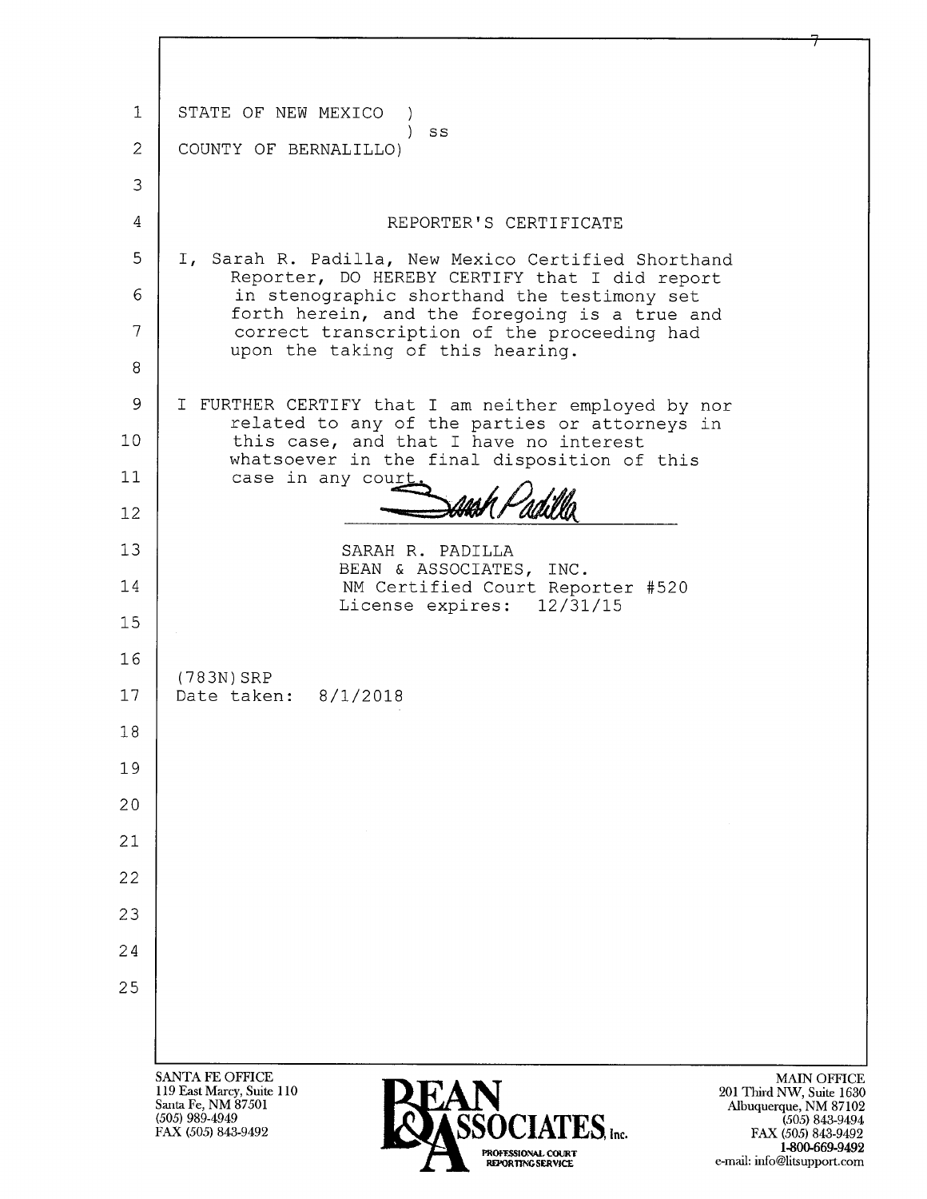STATE OF NEW MEXICO )
) ss
COUNTY OF BERNALILLO)

## REPORTER'S CERTIFICATE

I, Sarah R. Padilla, New Mexico Certified Shorthand Reporter, DO HEREBY CERTIFY that I did report in stenographic shorthand the testimony set forth herein, and the foregoing is a true and correct transcription of the proceeding had upon the taking of this hearing.

I FURTHER CERTIFY that I am neither employed by nor related to any of the parties or attorneys in this case, and that I have no interest whatsoever in the final disposition of this case in any court.

Sarah Padilla

SARAH R. PADILLA
BEAN & ASSOCIATES, INC.
NM Certified Court Reporter #520
License expires: 12/31/15

(783N)SRP
Date taken: 8/1/2018

SANTA FE OFFICE
119 East Marcy, Suite 110
Santa Fe, NM 87501
(505) 989-4949
FAX (505) 843-9492

BEAN & ASSOCIATES, Inc.
PROFESSIONAL COURT REPORTING SERVICE

MAIN OFFICE
201 Third NW, Suite 1630
Albuquerque, NM 87102
(505) 843-9494
FAX (505) 843-9492
1-800-669-9492
e-mail: info@litsupport.com